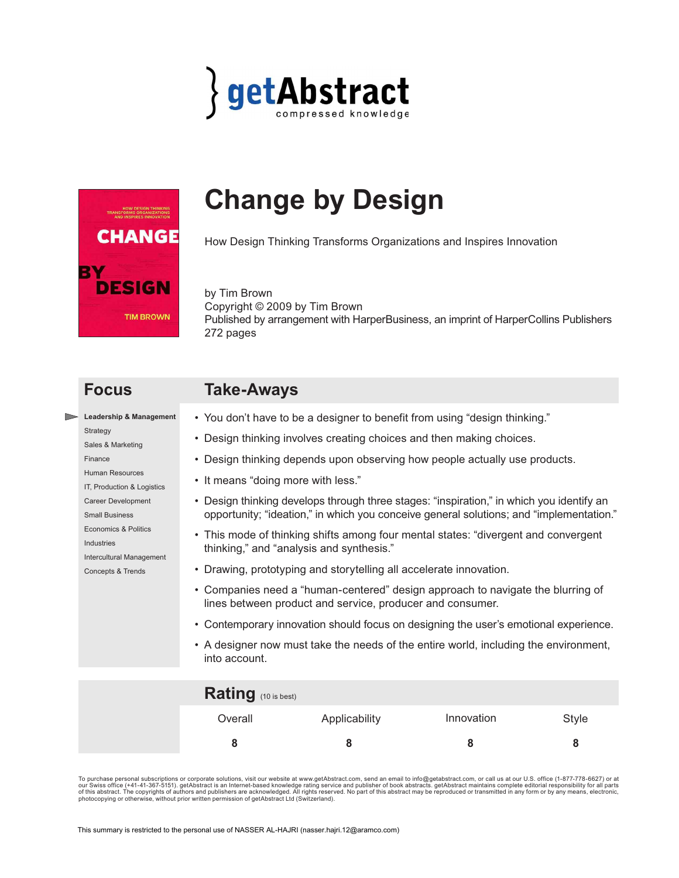getAbstract
compressed knowledge

# Change by Design

How Design Thinking Transforms Organizations and Inspires Innovation

by Tim Brown
Copyright © 2009 by Tim Brown
Published by arrangement with HarperBusiness, an imprint of HarperCollins Publishers
272 pages

## Focus

- **Leadership & Management**
- Strategy
- Sales & Marketing
- Finance
- Human Resources
- IT, Production & Logistics
- Career Development
- Small Business
- Economics & Politics
- Industries
- Intercultural Management
- Concepts & Trends

## Take-Aways

- You don't have to be a designer to benefit from using "design thinking."
- Design thinking involves creating choices and then making choices.
- Design thinking depends upon observing how people actually use products.
- It means "doing more with less."
- Design thinking develops through three stages: "inspiration," in which you identify an opportunity; "ideation," in which you conceive general solutions; and "implementation."
- This mode of thinking shifts among four mental states: "divergent and convergent thinking," and "analysis and synthesis."
- Drawing, prototyping and storytelling all accelerate innovation.
- Companies need a "human-centered" design approach to navigate the blurring of lines between product and service, producer and consumer.
- Contemporary innovation should focus on designing the user's emotional experience.
- A designer now must take the needs of the entire world, including the environment, into account.

## Rating (10 is best)

| Overall | Applicability | Innovation | Style |
|---|---|---|---|
| 8 | 8 | 8 | 8 |

To purchase personal subscriptions or corporate solutions, visit our website at www.getAbstract.com, send an email to info@getabstract.com, or call us at our U.S. office (1-877-778-6627) or at our Swiss office (+41-41-367-5151). getAbstract is an Internet-based knowledge rating service and publisher of book abstracts. getAbstract maintains complete editorial responsibility for all parts of this abstract. The copyrights of authors and publishers are acknowledged. All rights reserved. No part of this abstract may be reproduced or transmitted in any form or by any means, electronic, photocopying or otherwise, without prior written permission of getAbstract Ltd (Switzerland).

This summary is restricted to the personal use of NASSER AL-HAJRI (nasser.hajri.12@aramco.com)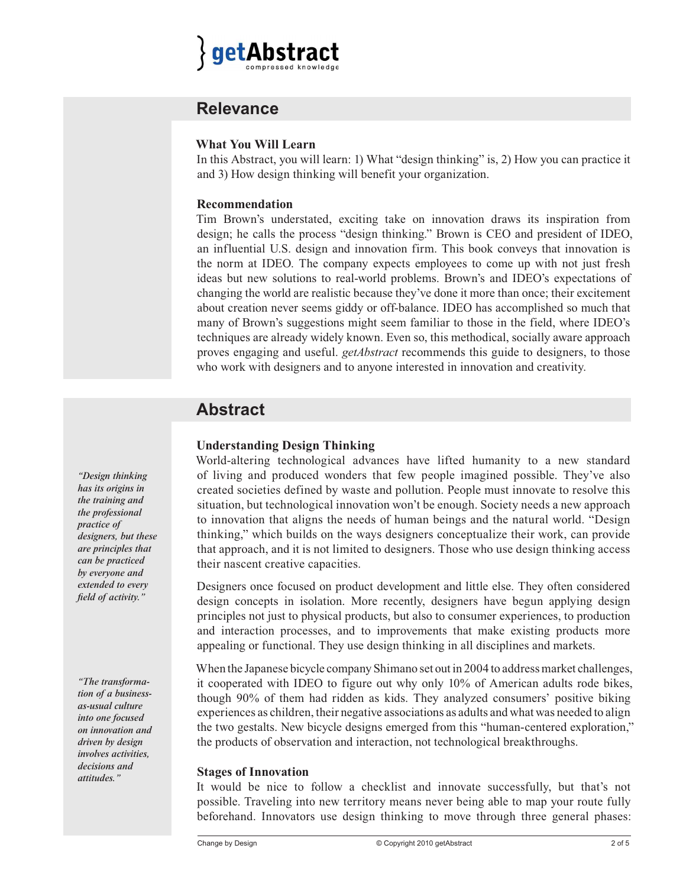## Relevance

**What You Will Learn**

In this Abstract, you will learn: 1) What "design thinking" is, 2) How you can practice it and 3) How design thinking will benefit your organization.

**Recommendation**

Tim Brown's understated, exciting take on innovation draws its inspiration from design; he calls the process "design thinking." Brown is CEO and president of IDEO, an influential U.S. design and innovation firm. This book conveys that innovation is the norm at IDEO. The company expects employees to come up with not just fresh ideas but new solutions to real-world problems. Brown's and IDEO's expectations of changing the world are realistic because they've done it more than once; their excitement about creation never seems giddy or off-balance. IDEO has accomplished so much that many of Brown's suggestions might seem familiar to those in the field, where IDEO's techniques are already widely known. Even so, this methodical, socially aware approach proves engaging and useful. *getAbstract* recommends this guide to designers, to those who work with designers and to anyone interested in innovation and creativity.

## Abstract

**Understanding Design Thinking**

World-altering technological advances have lifted humanity to a new standard of living and produced wonders that few people imagined possible. They've also created societies defined by waste and pollution. People must innovate to resolve this situation, but technological innovation won't be enough. Society needs a new approach to innovation that aligns the needs of human beings and the natural world. "Design thinking," which builds on the ways designers conceptualize their work, can provide that approach, and it is not limited to designers. Those who use design thinking access their nascent creative capacities.

*"Design thinking has its origins in the training and the professional practice of designers, but these are principles that can be practiced by everyone and extended to every field of activity."*

Designers once focused on product development and little else. They often considered design concepts in isolation. More recently, designers have begun applying design principles not just to physical products, but also to consumer experiences, to production and interaction processes, and to improvements that make existing products more appealing or functional. They use design thinking in all disciplines and markets.

When the Japanese bicycle company Shimano set out in 2004 to address market challenges, it cooperated with IDEO to figure out why only 10% of American adults rode bikes, though 90% of them had ridden as kids. They analyzed consumers' positive biking experiences as children, their negative associations as adults and what was needed to align the two gestalts. New bicycle designs emerged from this "human-centered exploration," the products of observation and interaction, not technological breakthroughs.

*"The transformation of a business-as-usual culture into one focused on innovation and driven by design involves activities, decisions and attitudes."*

**Stages of Innovation**

It would be nice to follow a checklist and innovate successfully, but that's not possible. Traveling into new territory means never being able to map your route fully beforehand. Innovators use design thinking to move through three general phases: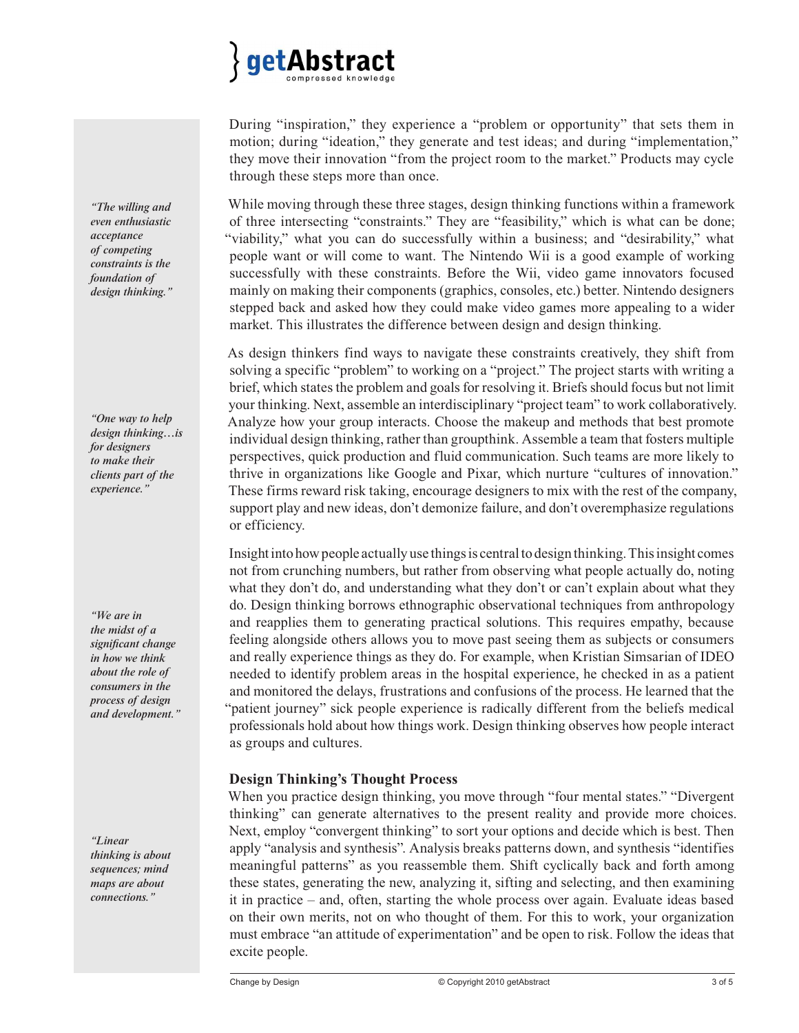During "inspiration," they experience a "problem or opportunity" that sets them in motion; during "ideation," they generate and test ideas; and during "implementation," they move their innovation "from the project room to the market." Products may cycle through these steps more than once.

*"The willing and even enthusiastic acceptance of competing constraints is the foundation of design thinking."*

While moving through these three stages, design thinking functions within a framework of three intersecting "constraints." They are "feasibility," which is what can be done; "viability," what you can do successfully within a business; and "desirability," what people want or will come to want. The Nintendo Wii is a good example of working successfully with these constraints. Before the Wii, video game innovators focused mainly on making their components (graphics, consoles, etc.) better. Nintendo designers stepped back and asked how they could make video games more appealing to a wider market. This illustrates the difference between design and design thinking.

*"One way to help design thinking…is for designers to make their clients part of the experience."*

As design thinkers find ways to navigate these constraints creatively, they shift from solving a specific "problem" to working on a "project." The project starts with writing a brief, which states the problem and goals for resolving it. Briefs should focus but not limit your thinking. Next, assemble an interdisciplinary "project team" to work collaboratively. Analyze how your group interacts. Choose the makeup and methods that best promote individual design thinking, rather than groupthink. Assemble a team that fosters multiple perspectives, quick production and fluid communication. Such teams are more likely to thrive in organizations like Google and Pixar, which nurture "cultures of innovation." These firms reward risk taking, encourage designers to mix with the rest of the company, support play and new ideas, don't demonize failure, and don't overemphasize regulations or efficiency.

*"We are in the midst of a significant change in how we think about the role of consumers in the process of design and development."*

Insight into how people actually use things is central to design thinking. This insight comes not from crunching numbers, but rather from observing what people actually do, noting what they don't do, and understanding what they don't or can't explain about what they do. Design thinking borrows ethnographic observational techniques from anthropology and reapplies them to generating practical solutions. This requires empathy, because feeling alongside others allows you to move past seeing them as subjects or consumers and really experience things as they do. For example, when Kristian Simsarian of IDEO needed to identify problem areas in the hospital experience, he checked in as a patient and monitored the delays, frustrations and confusions of the process. He learned that the "patient journey" sick people experience is radically different from the beliefs medical professionals hold about how things work. Design thinking observes how people interact as groups and cultures.

### Design Thinking's Thought Process

*"Linear thinking is about sequences; mind maps are about connections."*

When you practice design thinking, you move through "four mental states." "Divergent thinking" can generate alternatives to the present reality and provide more choices. Next, employ "convergent thinking" to sort your options and decide which is best. Then apply "analysis and synthesis". Analysis breaks patterns down, and synthesis "identifies meaningful patterns" as you reassemble them. Shift cyclically back and forth among these states, generating the new, analyzing it, sifting and selecting, and then examining it in practice – and, often, starting the whole process over again. Evaluate ideas based on their own merits, not on who thought of them. For this to work, your organization must embrace "an attitude of experimentation" and be open to risk. Follow the ideas that excite people.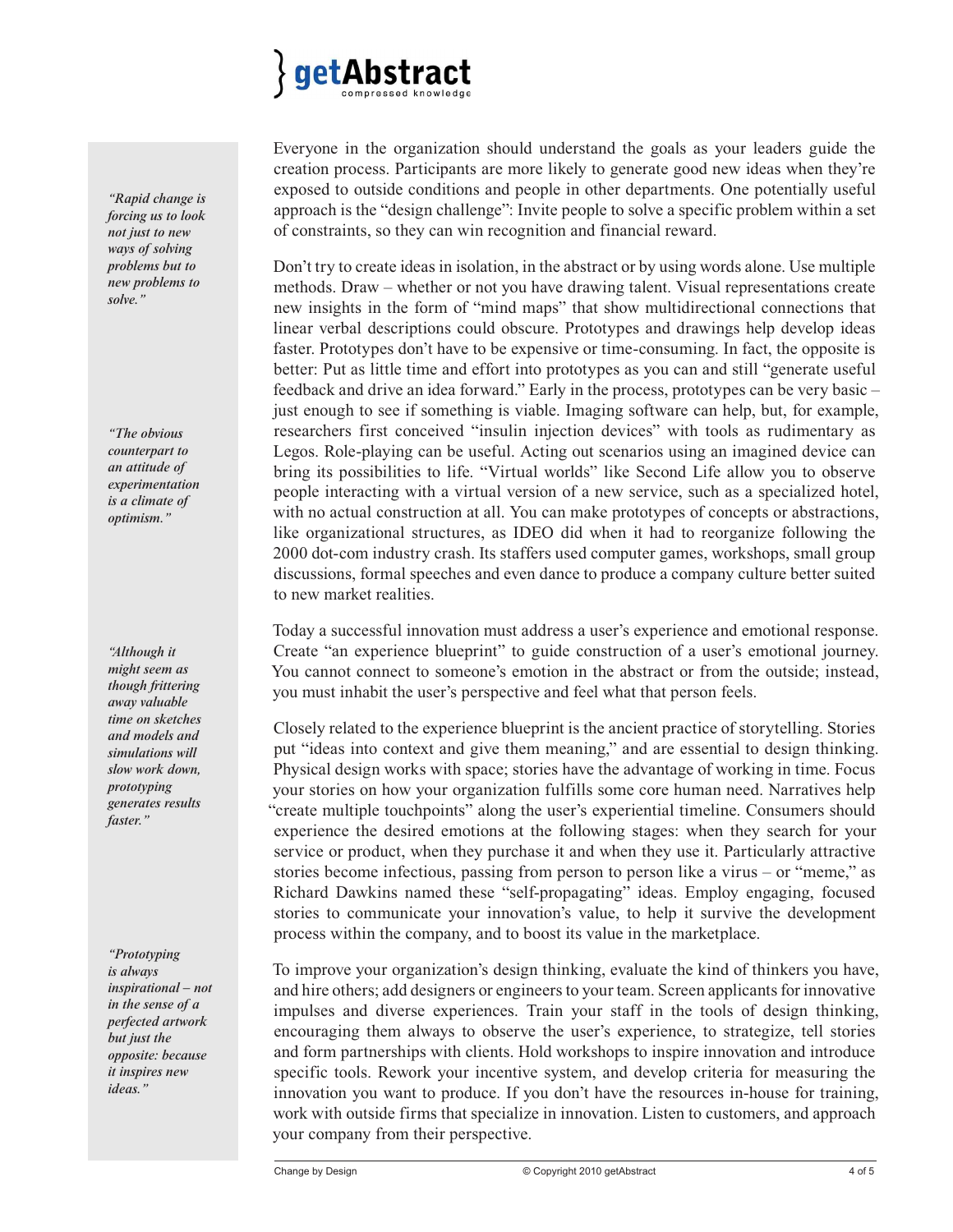Everyone in the organization should understand the goals as your leaders guide the creation process. Participants are more likely to generate good new ideas when they're exposed to outside conditions and people in other departments. One potentially useful approach is the "design challenge": Invite people to solve a specific problem within a set of constraints, so they can win recognition and financial reward.

*"Rapid change is forcing us to look not just to new ways of solving problems but to new problems to solve."*

Don't try to create ideas in isolation, in the abstract or by using words alone. Use multiple methods. Draw – whether or not you have drawing talent. Visual representations create new insights in the form of "mind maps" that show multidirectional connections that linear verbal descriptions could obscure. Prototypes and drawings help develop ideas faster. Prototypes don't have to be expensive or time-consuming. In fact, the opposite is better: Put as little time and effort into prototypes as you can and still "generate useful feedback and drive an idea forward." Early in the process, prototypes can be very basic – just enough to see if something is viable. Imaging software can help, but, for example, researchers first conceived "insulin injection devices" with tools as rudimentary as Legos. Role-playing can be useful. Acting out scenarios using an imagined device can bring its possibilities to life. "Virtual worlds" like Second Life allow you to observe people interacting with a virtual version of a new service, such as a specialized hotel, with no actual construction at all. You can make prototypes of concepts or abstractions, like organizational structures, as IDEO did when it had to reorganize following the 2000 dot-com industry crash. Its staffers used computer games, workshops, small group discussions, formal speeches and even dance to produce a company culture better suited to new market realities.

*"The obvious counterpart to an attitude of experimentation is a climate of optimism."*

Today a successful innovation must address a user's experience and emotional response. Create "an experience blueprint" to guide construction of a user's emotional journey. You cannot connect to someone's emotion in the abstract or from the outside; instead, you must inhabit the user's perspective and feel what that person feels.

*"Although it might seem as though frittering away valuable time on sketches and models and simulations will slow work down, prototyping generates results faster."*

Closely related to the experience blueprint is the ancient practice of storytelling. Stories put "ideas into context and give them meaning," and are essential to design thinking. Physical design works with space; stories have the advantage of working in time. Focus your stories on how your organization fulfills some core human need. Narratives help "create multiple touchpoints" along the user's experiential timeline. Consumers should experience the desired emotions at the following stages: when they search for your service or product, when they purchase it and when they use it. Particularly attractive stories become infectious, passing from person to person like a virus – or "meme," as Richard Dawkins named these "self-propagating" ideas. Employ engaging, focused stories to communicate your innovation's value, to help it survive the development process within the company, and to boost its value in the marketplace.

*"Prototyping is always inspirational – not in the sense of a perfected artwork but just the opposite: because it inspires new ideas."*

To improve your organization's design thinking, evaluate the kind of thinkers you have, and hire others; add designers or engineers to your team. Screen applicants for innovative impulses and diverse experiences. Train your staff in the tools of design thinking, encouraging them always to observe the user's experience, to strategize, tell stories and form partnerships with clients. Hold workshops to inspire innovation and introduce specific tools. Rework your incentive system, and develop criteria for measuring the innovation you want to produce. If you don't have the resources in-house for training, work with outside firms that specialize in innovation. Listen to customers, and approach your company from their perspective.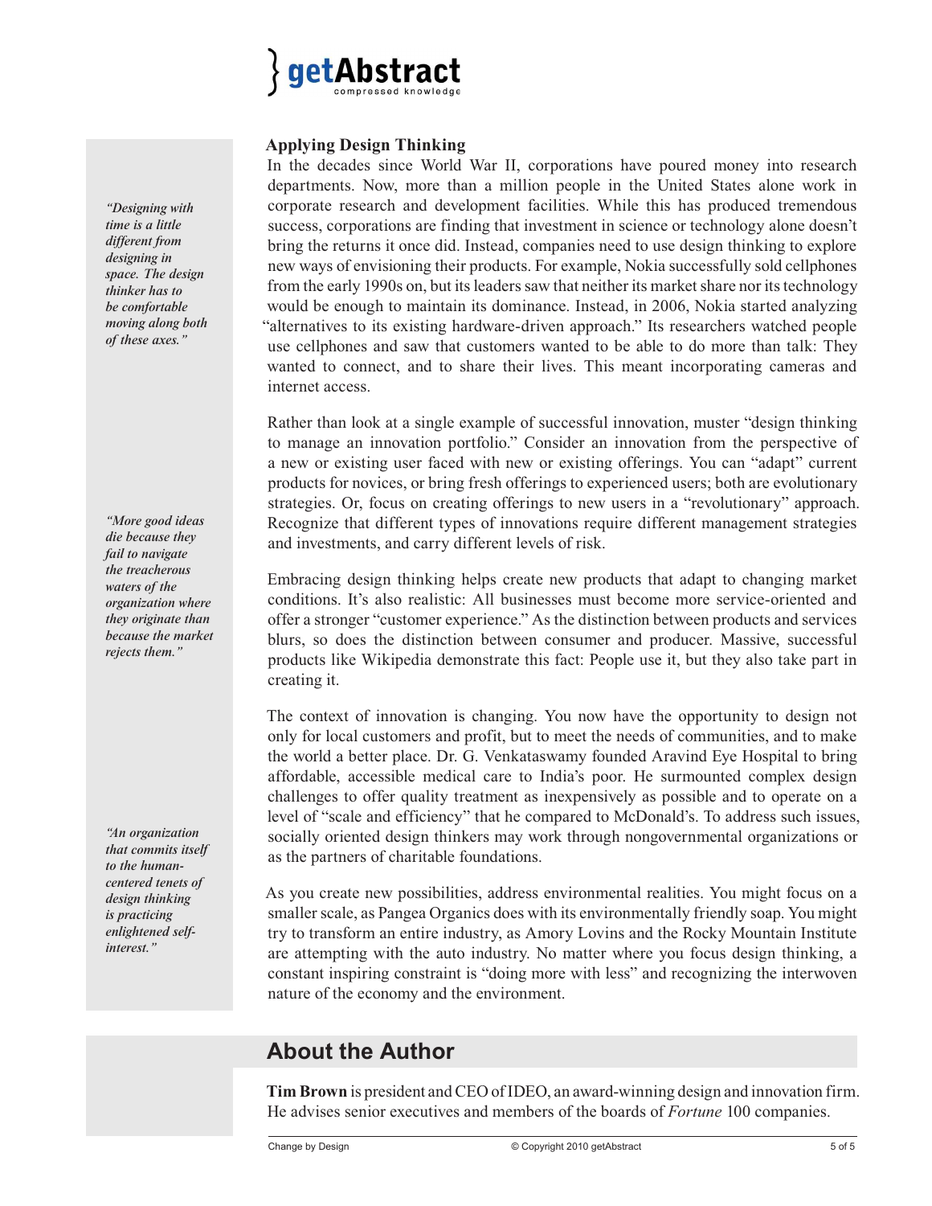### Applying Design Thinking

In the decades since World War II, corporations have poured money into research departments. Now, more than a million people in the United States alone work in corporate research and development facilities. While this has produced tremendous success, corporations are finding that investment in science or technology alone doesn't bring the returns it once did. Instead, companies need to use design thinking to explore new ways of envisioning their products. For example, Nokia successfully sold cellphones from the early 1990s on, but its leaders saw that neither its market share nor its technology would be enough to maintain its dominance. Instead, in 2006, Nokia started analyzing "alternatives to its existing hardware-driven approach." Its researchers watched people use cellphones and saw that customers wanted to be able to do more than talk: They wanted to connect, and to share their lives. This meant incorporating cameras and internet access.

*"Designing with time is a little different from designing in space. The design thinker has to be comfortable moving along both of these axes."*

Rather than look at a single example of successful innovation, muster "design thinking to manage an innovation portfolio." Consider an innovation from the perspective of a new or existing user faced with new or existing offerings. You can "adapt" current products for novices, or bring fresh offerings to experienced users; both are evolutionary strategies. Or, focus on creating offerings to new users in a "revolutionary" approach. Recognize that different types of innovations require different management strategies and investments, and carry different levels of risk.

*"More good ideas die because they fail to navigate the treacherous waters of the organization where they originate than because the market rejects them."*

Embracing design thinking helps create new products that adapt to changing market conditions. It's also realistic: All businesses must become more service-oriented and offer a stronger "customer experience." As the distinction between products and services blurs, so does the distinction between consumer and producer. Massive, successful products like Wikipedia demonstrate this fact: People use it, but they also take part in creating it.

The context of innovation is changing. You now have the opportunity to design not only for local customers and profit, but to meet the needs of communities, and to make the world a better place. Dr. G. Venkataswamy founded Aravind Eye Hospital to bring affordable, accessible medical care to India's poor. He surmounted complex design challenges to offer quality treatment as inexpensively as possible and to operate on a level of "scale and efficiency" that he compared to McDonald's. To address such issues, socially oriented design thinkers may work through nongovernmental organizations or as the partners of charitable foundations.

*"An organization that commits itself to the human-centered tenets of design thinking is practicing enlightened self-interest."*

As you create new possibilities, address environmental realities. You might focus on a smaller scale, as Pangea Organics does with its environmentally friendly soap. You might try to transform an entire industry, as Amory Lovins and the Rocky Mountain Institute are attempting with the auto industry. No matter where you focus design thinking, a constant inspiring constraint is "doing more with less" and recognizing the interwoven nature of the economy and the environment.

## About the Author

**Tim Brown** is president and CEO of IDEO, an award-winning design and innovation firm. He advises senior executives and members of the boards of *Fortune* 100 companies.